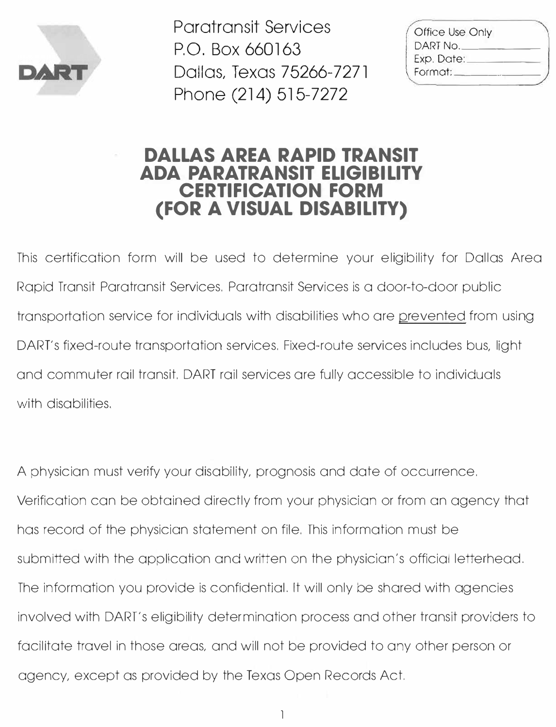DART

Paratransit Services
P.O. Box 660163
Dallas, Texas 75266-7271
Phone (214) 515-7272

Office Use Only
DART No.\_\_\_\_\_\_\_\_\_\_
Exp. Date:\_\_\_\_\_\_\_\_\_\_
Format:\_\_\_\_\_\_\_\_\_\_

# DALLAS AREA RAPID TRANSIT ADA PARATRANSIT ELIGIBILITY CERTIFICATION FORM (FOR A VISUAL DISABILITY)

This certification form will be used to determine your eligibility for Dallas Area Rapid Transit Paratransit Services. Paratransit Services is a door-to-door public transportation service for individuals with disabilities who are <u>prevented</u> from using DART's fixed-route transportation services. Fixed-route services includes bus, light and commuter rail transit. DART rail services are fully accessible to individuals with disabilities.

A physician must verify your disability, prognosis and date of occurrence. Verification can be obtained directly from your physician or from an agency that has record of the physician statement on file. This information must be submitted with the application and written on the physician's official letterhead. The information you provide is confidential. It will only be shared with agencies involved with DART's eligibility determination process and other transit providers to facilitate travel in those areas, and will not be provided to any other person or agency, except as provided by the Texas Open Records Act.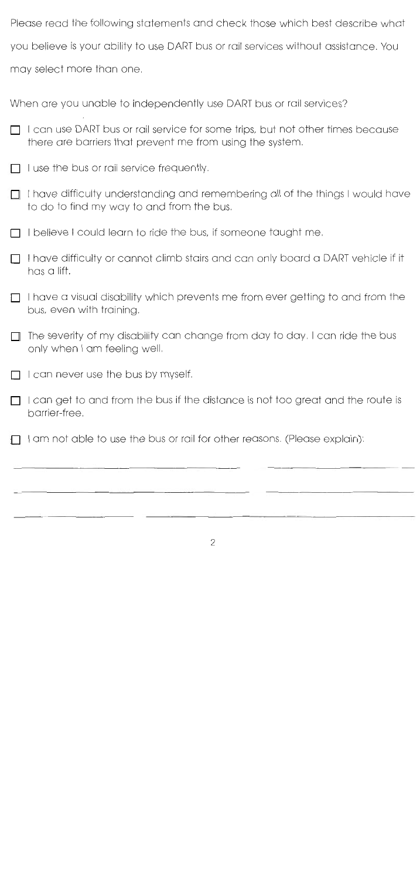Please read the following statements and check those which best describe what you believe is your ability to use DART bus or rail services without assistance. You may select more than one.

When are you unable to independently use DART bus or rail services?

- ☐ I can use DART bus or rail service for some trips, but not other times because there are barriers that prevent me from using the system.
- ☐ I use the bus or rail service frequently.
- ☐ I have difficulty understanding and remembering all of the things I would have to do to find my way to and from the bus.
- ☐ I believe I could learn to ride the bus, if someone taught me.
- ☐ I have difficulty or cannot climb stairs and can only board a DART vehicle if it has a lift.
- ☐ I have a visual disability which prevents me from ever getting to and from the bus, even with training.
- ☐ The severity of my disability can change from day to day. I can ride the bus only when I am feeling well.
- ☐ I can never use the bus by myself.
- ☐ I can get to and from the bus if the distance is not too great and the route is barrier-free.
- ☐ I am not able to use the bus or rail for other reasons. (Please explain):

_______________________________________________________________

_______________________________________________________________

_______________________________________________________________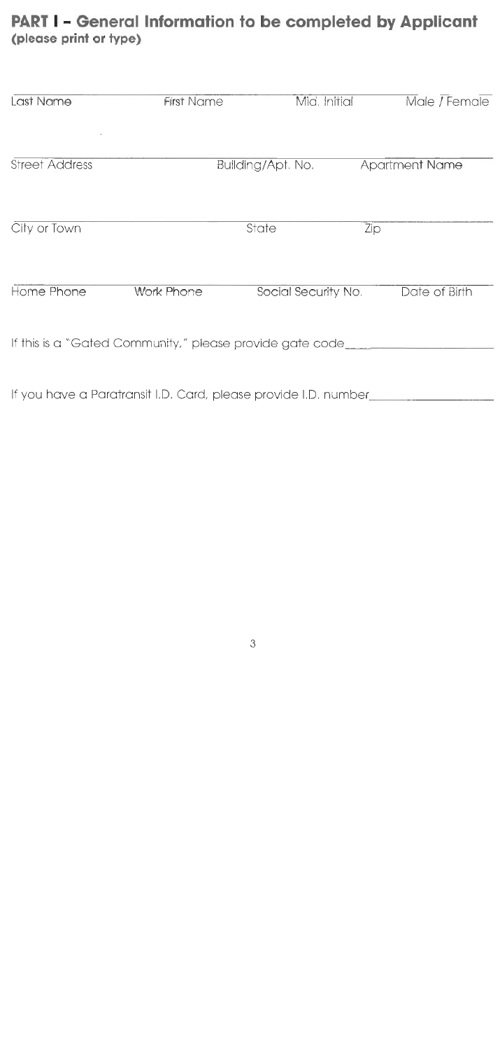## PART I – General Information to be completed by Applicant
**(please print or type)**

| Last Name | First Name | Mid. Initial | Male / Female |
| --- | --- | --- | --- |

| Street Address | Building/Apt. No. | Apartment Name |
| --- | --- | --- |

| City or Town | State | Zip |
| --- | --- | --- |

| Home Phone | Work Phone | Social Security No. | Date of Birth |
| --- | --- | --- | --- |

If this is a "Gated Community," please provide gate code____________________

If you have a Paratransit I.D. Card, please provide I.D. number________________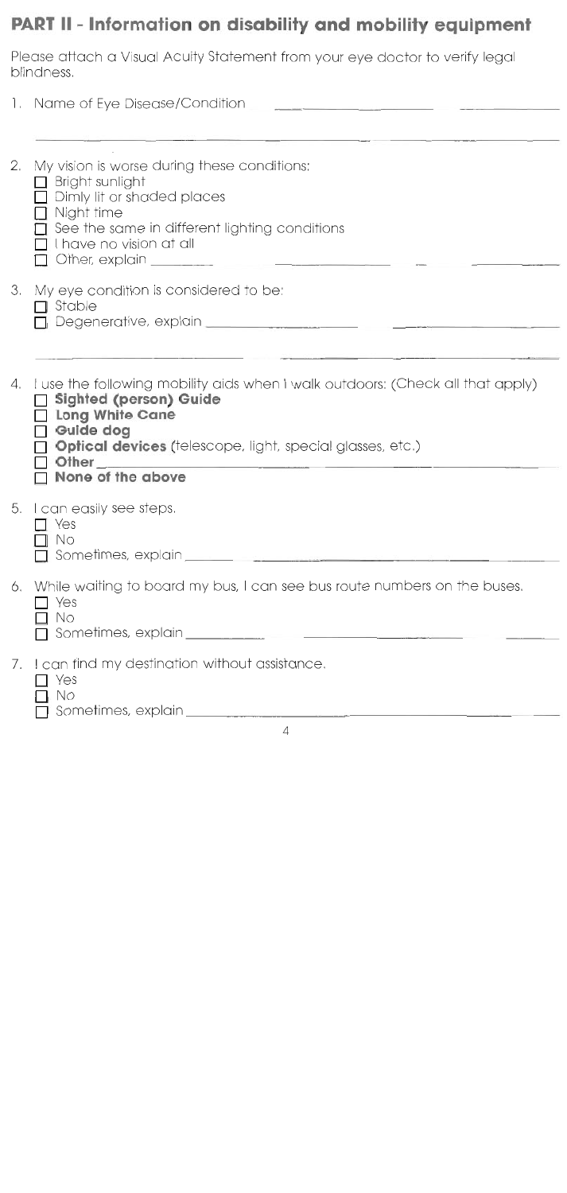## PART II - Information on disability and mobility equipment

Please attach a Visual Acuity Statement from your eye doctor to verify legal blindness.

1. Name of Eye Disease/Condition ______________________________

   ______________________________________________________________

2. My vision is worse during these conditions:
   - ☐ Bright sunlight
   - ☐ Dimly lit or shaded places
   - ☐ Night time
   - ☐ See the same in different lighting conditions
   - ☐ I have no vision at all
   - ☐ Other, explain ______________________________

3. My eye condition is considered to be:
   - ☐ Stable
   - ☐ Degenerative, explain ______________________________

   ______________________________________________________________

4. I use the following mobility aids when I walk outdoors: (Check all that apply)
   - ☐ **Sighted (person) Guide**
   - ☐ **Long White Cane**
   - ☐ **Guide dog**
   - ☐ **Optical devices** (telescope, light, special glasses, etc.)
   - ☐ **Other** ______________________________
   - ☐ **None of the above**

5. I can easily see steps.
   - ☐ Yes
   - ☐ No
   - ☐ Sometimes, explain ______________________________

6. While waiting to board my bus, I can see bus route numbers on the buses.
   - ☐ Yes
   - ☐ No
   - ☐ Sometimes, explain ______________________________

7. I can find my destination without assistance.
   - ☐ Yes
   - ☐ No
   - ☐ Sometimes, explain ______________________________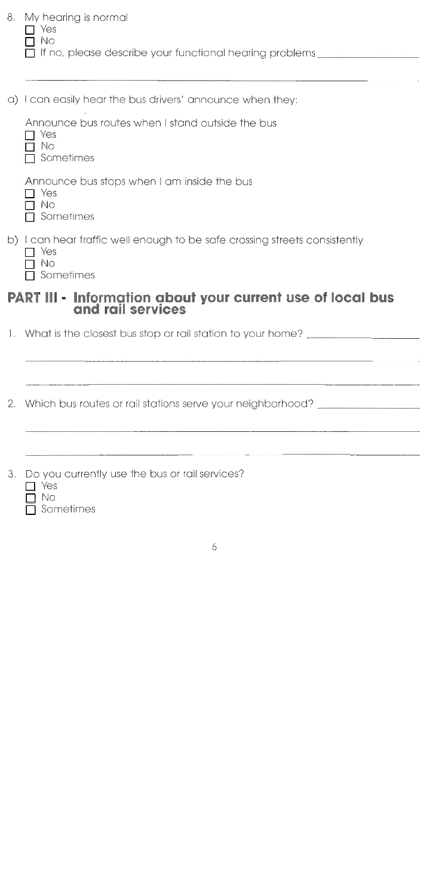8. My hearing is normal
   - ☐ Yes
   - ☐ No
   - ☐ If no, please describe your functional hearing problems ________________

   ____________________________________________________________

a) I can easily hear the bus drivers' announce when they:

   Announce bus routes when I stand outside the bus
   - ☐ Yes
   - ☐ No
   - ☐ Sometimes

   Announce bus stops when I am inside the bus
   - ☐ Yes
   - ☐ No
   - ☐ Sometimes

b) I can hear traffic well enough to be safe crossing streets consistently
   - ☐ Yes
   - ☐ No
   - ☐ Sometimes

## PART III - Information about your current use of local bus and rail services

1. What is the closest bus stop or rail station to your home? ________________

   ____________________________________________________________

   ____________________________________________________________

2. Which bus routes or rail stations serve your neighborhood? ________________

   ____________________________________________________________

   ____________________________________________________________

3. Do you currently use the bus or rail services?
   - ☐ Yes
   - ☐ No
   - ☐ Sometimes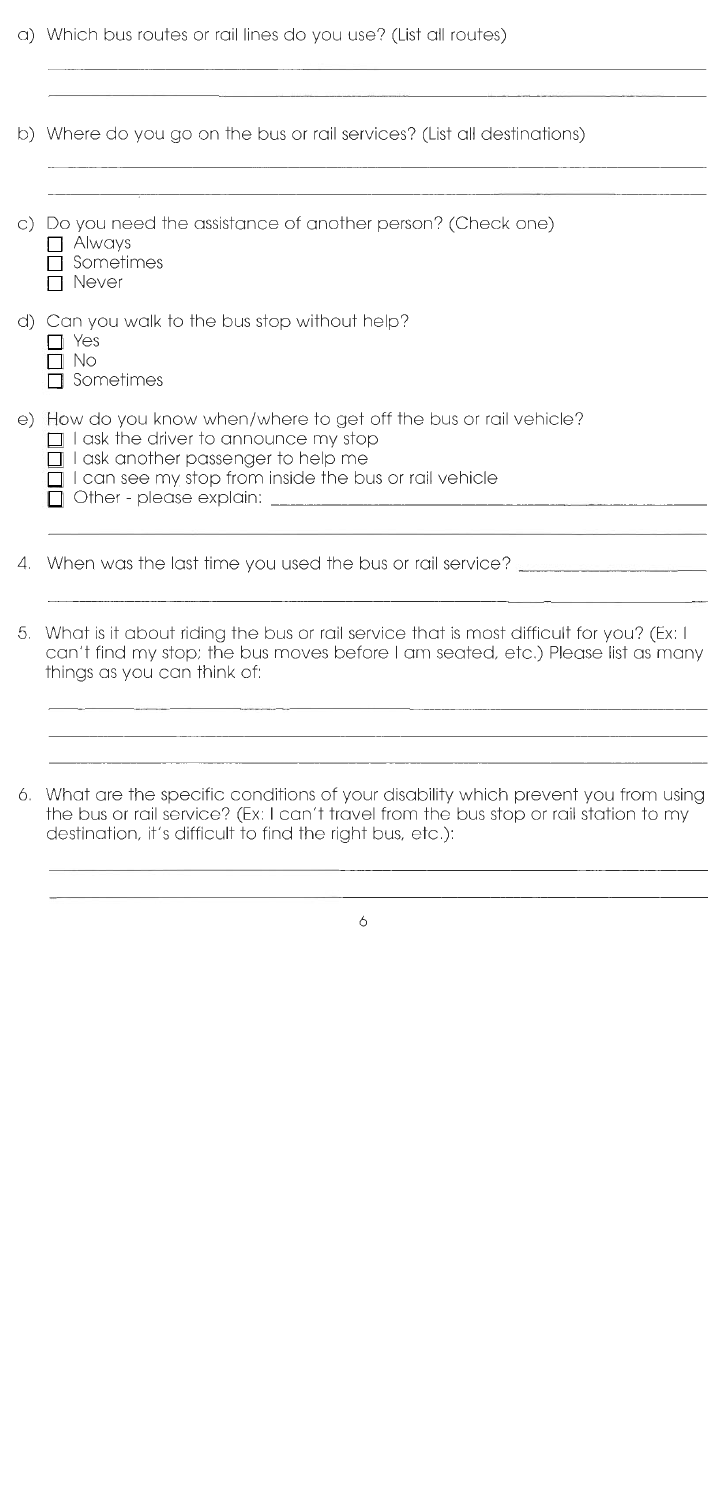a) Which bus routes or rail lines do you use? (List all routes)

______________________________________________________________________

______________________________________________________________________

b) Where do you go on the bus or rail services? (List all destinations)

______________________________________________________________________

______________________________________________________________________

c) Do you need the assistance of another person? (Check one)
- ☐ Always
- ☐ Sometimes
- ☐ Never

d) Can you walk to the bus stop without help?
- ☐ Yes
- ☐ No
- ☐ Sometimes

e) How do you know when/where to get off the bus or rail vehicle?
- ☐ I ask the driver to announce my stop
- ☐ I ask another passenger to help me
- ☐ I can see my stop from inside the bus or rail vehicle
- ☐ Other - please explain: ______________________________________

______________________________________________________________________

4. When was the last time you used the bus or rail service? ____________________

______________________________________________________________________

5. What is it about riding the bus or rail service that is most difficult for you? (Ex: I can't find my stop; the bus moves before I am seated, etc.) Please list as many things as you can think of:

______________________________________________________________________

______________________________________________________________________

______________________________________________________________________

6. What are the specific conditions of your disability which prevent you from using the bus or rail service? (Ex: I can't travel from the bus stop or rail station to my destination, it's difficult to find the right bus, etc.):

______________________________________________________________________

______________________________________________________________________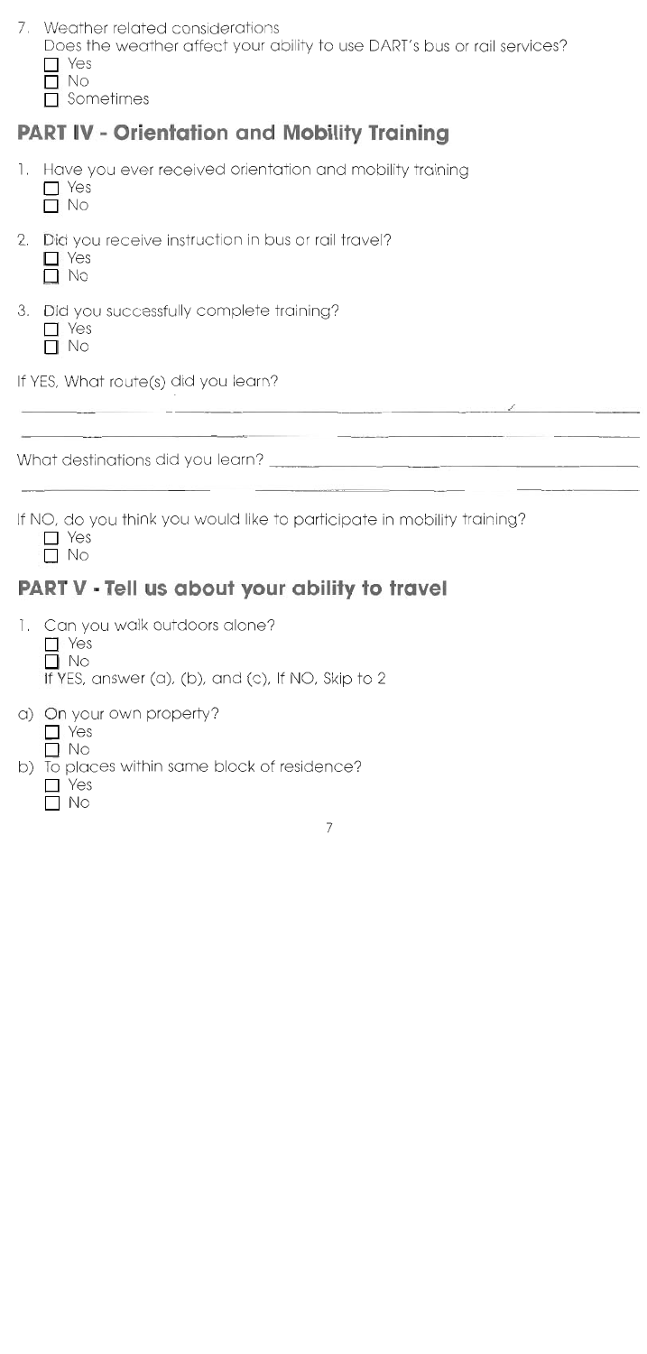7. Weather related considerations

   Does the weather affect your ability to use DART's bus or rail services?

   - ☐ Yes
   - ☐ No
   - ☐ Sometimes

## PART IV - Orientation and Mobility Training

1. Have you ever received orientation and mobility training
   - ☐ Yes
   - ☐ No

2. Did you receive instruction in bus or rail travel?
   - ☐ Yes
   - ☐ No

3. Did you successfully complete training?
   - ☐ Yes
   - ☐ No

If YES, What route(s) did you learn?

______________________________________________________________________

______________________________________________________________________

What destinations did you learn? ________________________________________

______________________________________________________________________

If NO, do you think you would like to participate in mobility training?

- ☐ Yes
- ☐ No

## PART V - Tell us about your ability to travel

1. Can you walk outdoors alone?
   - ☐ Yes
   - ☐ No

   If YES, answer (a), (b), and (c), If NO, Skip to 2

a) On your own property?
   - ☐ Yes
   - ☐ No

b) To places within same block of residence?
   - ☐ Yes
   - ☐ No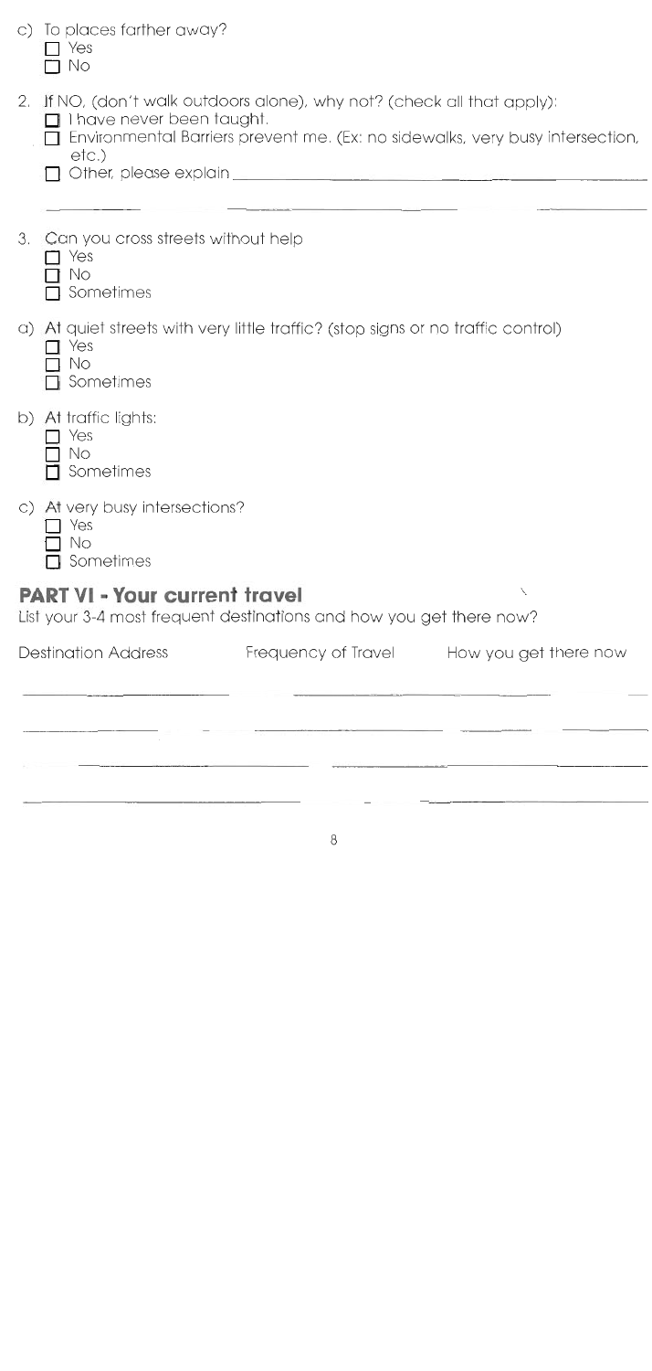c) To places farther away?
- [ ] Yes
- [ ] No

2. If NO, (don't walk outdoors alone), why not? (check all that apply):
   - [ ] I have never been taught.
   - [ ] Environmental Barriers prevent me. (Ex: no sidewalks, very busy intersection, etc.)
   - [ ] Other, please explain ______________________________________________

   ______________________________________________________________________

3. Can you cross streets without help
   - [ ] Yes
   - [ ] No
   - [ ] Sometimes

a) At quiet streets with very little traffic? (stop signs or no traffic control)
- [ ] Yes
- [ ] No
- [ ] Sometimes

b) At traffic lights:
- [ ] Yes
- [ ] No
- [ ] Sometimes

c) At very busy intersections?
- [ ] Yes
- [ ] No
- [ ] Sometimes

## PART VI - Your current travel

List your 3-4 most frequent destinations and how you get there now?

| Destination Address | Frequency of Travel | How you get there now |
|---|---|---|
| | | |
| | | |
| | | |
| | | |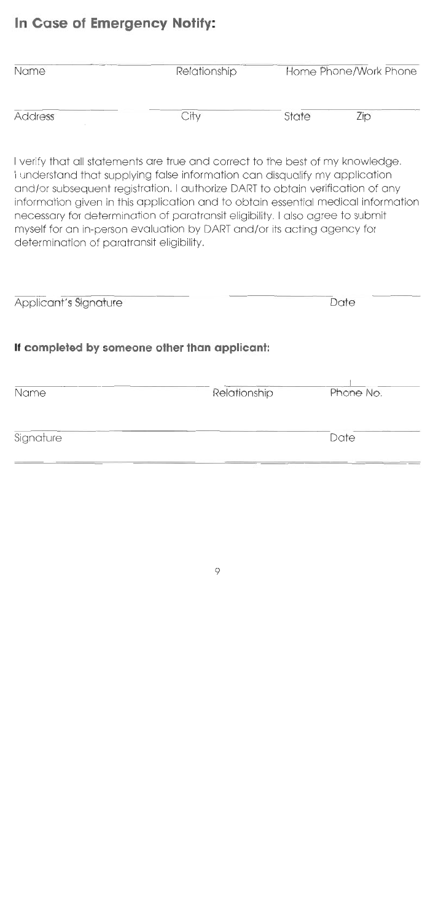## In Case of Emergency Notify:

| | | |
|---|---|---|
| Name | Relationship | Home Phone/Work Phone |

| | | | |
|---|---|---|---|
| Address | City | State | Zip |

I verify that all statements are true and correct to the best of my knowledge. I understand that supplying false information can disqualify my application and/or subsequent registration. I authorize DART to obtain verification of any information given in this application and to obtain essential medical information necessary for determination of paratransit eligibility. I also agree to submit myself for an in-person evaluation by DART and/or its acting agency for determination of paratransit eligibility.

| | |
|---|---|
| Applicant's Signature | Date |

**If completed by someone other than applicant:**

| | | |
|---|---|---|
| Name | Relationship | Phone No. |

| | |
|---|---|
| Signature | Date |